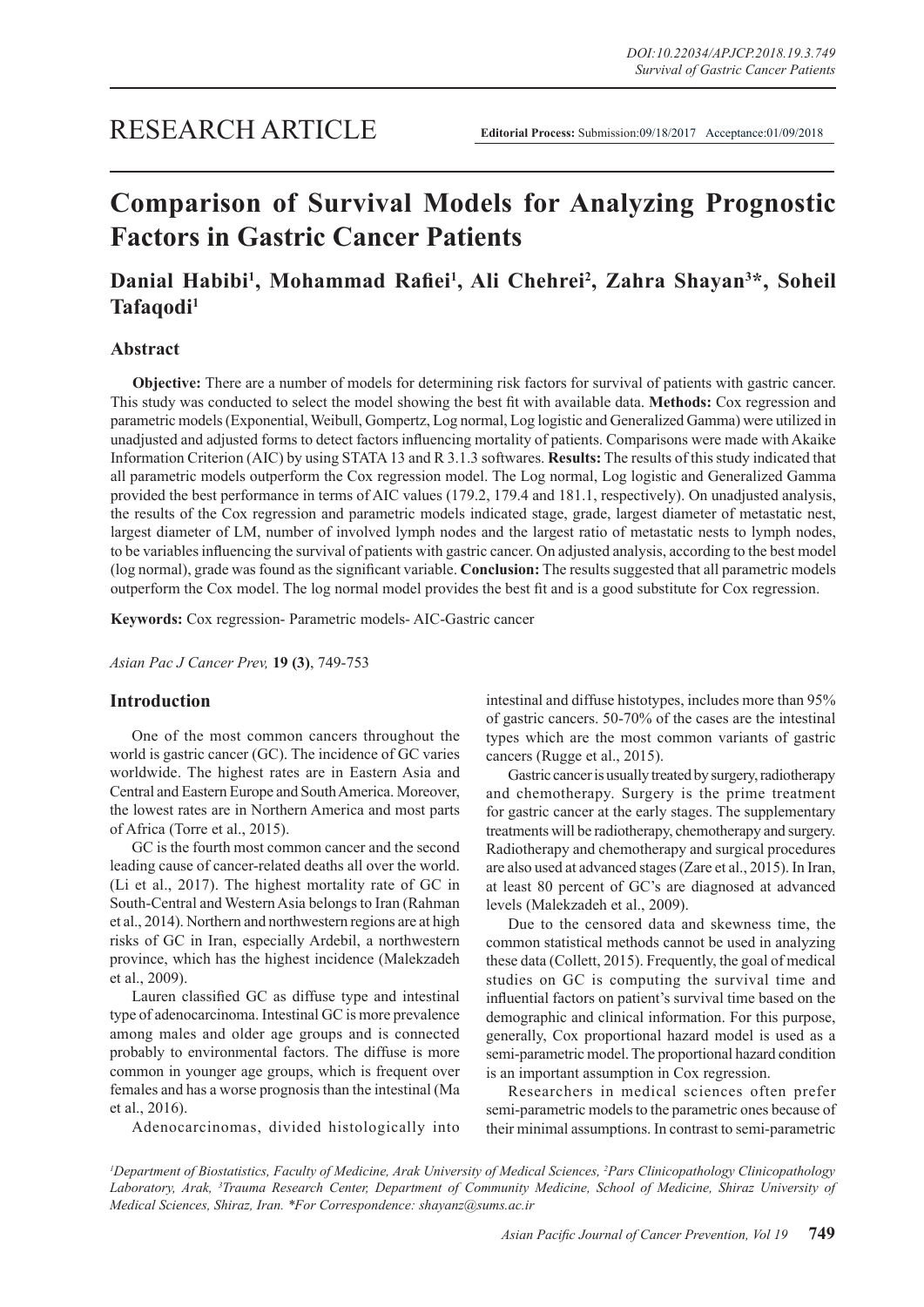RESEARCH ARTICLE

**Editorial Process:** Submission:09/18/2017 Acceptance:01/09/2018

# Comparison of Survival Models for Analyzing Prognostic Factors in Gastric Cancer Patients

**Danial Habibi[1], Mohammad Rafiei[1], Ali Chehrei[2], Zahra Shayan[3]*, Soheil Tafaqodi[1]**

## Abstract

**Objective:** There are a number of models for determining risk factors for survival of patients with gastric cancer. This study was conducted to select the model showing the best fit with available data. **Methods:** Cox regression and parametric models (Exponential, Weibull, Gompertz, Log normal, Log logistic and Generalized Gamma) were utilized in unadjusted and adjusted forms to detect factors influencing mortality of patients. Comparisons were made with Akaike Information Criterion (AIC) by using STATA 13 and R 3.1.3 softwares. **Results:** The results of this study indicated that all parametric models outperform the Cox regression model. The Log normal, Log logistic and Generalized Gamma provided the best performance in terms of AIC values (179.2, 179.4 and 181.1, respectively). On unadjusted analysis, the results of the Cox regression and parametric models indicated stage, grade, largest diameter of metastatic nest, largest diameter of LM, number of involved lymph nodes and the largest ratio of metastatic nests to lymph nodes, to be variables influencing the survival of patients with gastric cancer. On adjusted analysis, according to the best model (log normal), grade was found as the significant variable. **Conclusion:** The results suggested that all parametric models outperform the Cox model. The log normal model provides the best fit and is a good substitute for Cox regression.

**Keywords:** Cox regression- Parametric models- AIC-Gastric cancer

*Asian Pac J Cancer Prev,* **19 (3)**, 749-753

## Introduction

One of the most common cancers throughout the world is gastric cancer (GC). The incidence of GC varies worldwide. The highest rates are in Eastern Asia and Central and Eastern Europe and South America. Moreover, the lowest rates are in Northern America and most parts of Africa (Torre et al., 2015).

GC is the fourth most common cancer and the second leading cause of cancer-related deaths all over the world. (Li et al., 2017). The highest mortality rate of GC in South-Central and Western Asia belongs to Iran (Rahman et al., 2014). Northern and northwestern regions are at high risks of GC in Iran, especially Ardebil, a northwestern province, which has the highest incidence (Malekzadeh et al., 2009).

Lauren classified GC as diffuse type and intestinal type of adenocarcinoma. Intestinal GC is more prevalence among males and older age groups and is connected probably to environmental factors. The diffuse is more common in younger age groups, which is frequent over females and has a worse prognosis than the intestinal (Ma et al., 2016).

Adenocarcinomas, divided histologically into intestinal and diffuse histotypes, includes more than 95% of gastric cancers. 50-70% of the cases are the intestinal types which are the most common variants of gastric cancers (Rugge et al., 2015).

Gastric cancer is usually treated by surgery, radiotherapy and chemotherapy. Surgery is the prime treatment for gastric cancer at the early stages. The supplementary treatments will be radiotherapy, chemotherapy and surgery. Radiotherapy and chemotherapy and surgical procedures are also used at advanced stages (Zare et al., 2015). In Iran, at least 80 percent of GC's are diagnosed at advanced levels (Malekzadeh et al., 2009).

Due to the censored data and skewness time, the common statistical methods cannot be used in analyzing these data (Collett, 2015). Frequently, the goal of medical studies on GC is computing the survival time and influential factors on patient's survival time based on the demographic and clinical information. For this purpose, generally, Cox proportional hazard model is used as a semi-parametric model. The proportional hazard condition is an important assumption in Cox regression.

Researchers in medical sciences often prefer semi-parametric models to the parametric ones because of their minimal assumptions. In contrast to semi-parametric

*[1]Department of Biostatistics, Faculty of Medicine, Arak University of Medical Sciences, [2]Pars Clinicopathology Clinicopathology Laboratory, Arak, [3]Trauma Research Center, Department of Community Medicine, School of Medicine, Shiraz University of Medical Sciences, Shiraz, Iran. \*For Correspondence: shayanz@sums.ac.ir*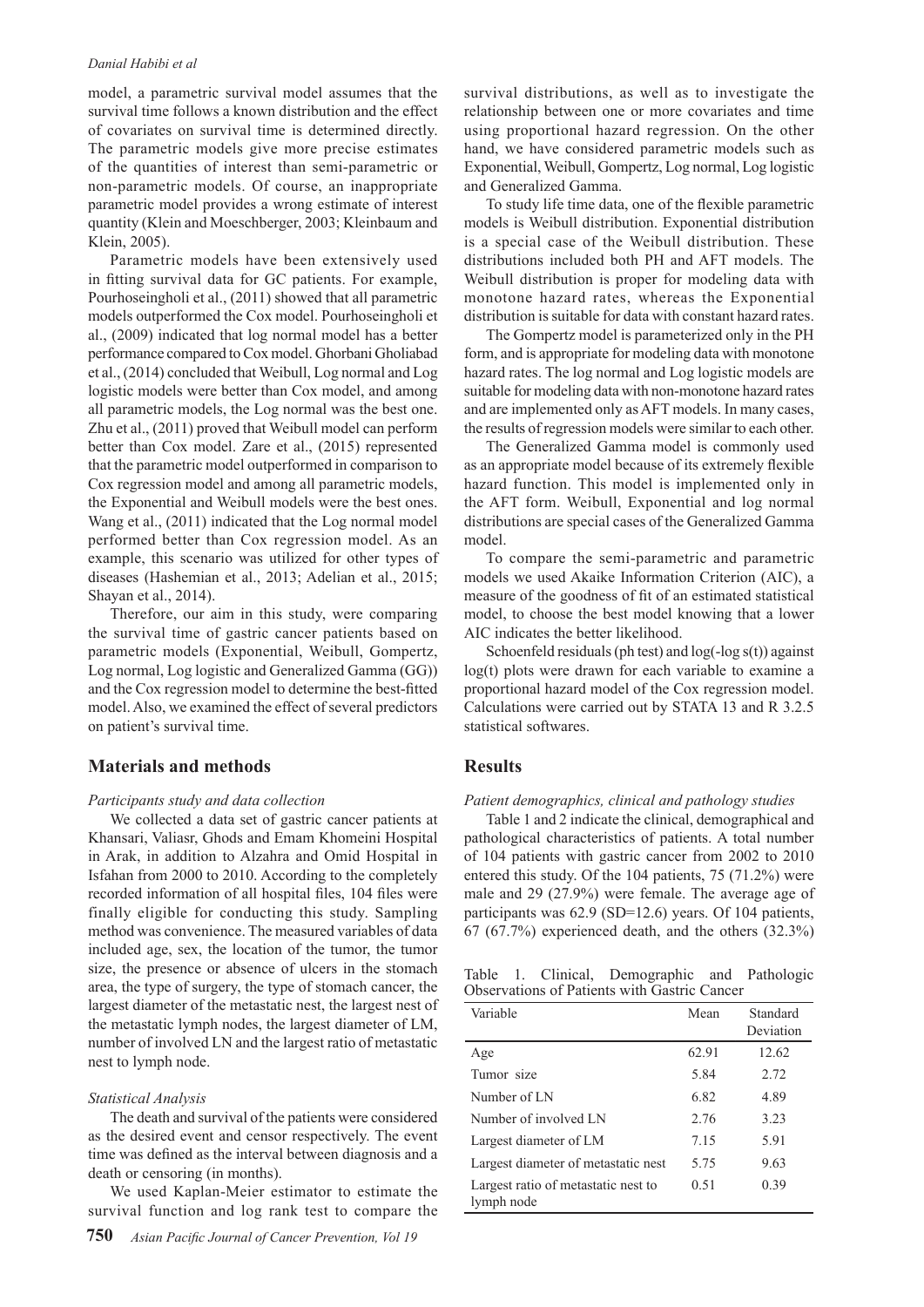model, a parametric survival model assumes that the survival time follows a known distribution and the effect of covariates on survival time is determined directly. The parametric models give more precise estimates of the quantities of interest than semi-parametric or non-parametric models. Of course, an inappropriate parametric model provides a wrong estimate of interest quantity (Klein and Moeschberger, 2003; Kleinbaum and Klein, 2005).

Parametric models have been extensively used in fitting survival data for GC patients. For example, Pourhoseingholi et al., (2011) showed that all parametric models outperformed the Cox model. Pourhoseingholi et al., (2009) indicated that log normal model has a better performance compared to Cox model. Ghorbani Gholiabad et al., (2014) concluded that Weibull, Log normal and Log logistic models were better than Cox model, and among all parametric models, the Log normal was the best one. Zhu et al., (2011) proved that Weibull model can perform better than Cox model. Zare et al., (2015) represented that the parametric model outperformed in comparison to Cox regression model and among all parametric models, the Exponential and Weibull models were the best ones. Wang et al., (2011) indicated that the Log normal model performed better than Cox regression model. As an example, this scenario was utilized for other types of diseases (Hashemian et al., 2013; Adelian et al., 2015; Shayan et al., 2014).

Therefore, our aim in this study, were comparing the survival time of gastric cancer patients based on parametric models (Exponential, Weibull, Gompertz, Log normal, Log logistic and Generalized Gamma (GG)) and the Cox regression model to determine the best-fitted model. Also, we examined the effect of several predictors on patient's survival time.

## Materials and methods

*Participants study and data collection*

We collected a data set of gastric cancer patients at Khansari, Valiasr, Ghods and Emam Khomeini Hospital in Arak, in addition to Alzahra and Omid Hospital in Isfahan from 2000 to 2010. According to the completely recorded information of all hospital files, 104 files were finally eligible for conducting this study. Sampling method was convenience. The measured variables of data included age, sex, the location of the tumor, the tumor size, the presence or absence of ulcers in the stomach area, the type of surgery, the type of stomach cancer, the largest diameter of the metastatic nest, the largest nest of the metastatic lymph nodes, the largest diameter of LM, number of involved LN and the largest ratio of metastatic nest to lymph node.

*Statistical Analysis*

The death and survival of the patients were considered as the desired event and censor respectively. The event time was defined as the interval between diagnosis and a death or censoring (in months).

We used Kaplan-Meier estimator to estimate the survival function and log rank test to compare the survival distributions, as well as to investigate the relationship between one or more covariates and time using proportional hazard regression. On the other hand, we have considered parametric models such as Exponential, Weibull, Gompertz, Log normal, Log logistic and Generalized Gamma.

To study life time data, one of the flexible parametric models is Weibull distribution. Exponential distribution is a special case of the Weibull distribution. These distributions included both PH and AFT models. The Weibull distribution is proper for modeling data with monotone hazard rates, whereas the Exponential distribution is suitable for data with constant hazard rates.

The Gompertz model is parameterized only in the PH form, and is appropriate for modeling data with monotone hazard rates. The log normal and Log logistic models are suitable for modeling data with non-monotone hazard rates and are implemented only as AFT models. In many cases, the results of regression models were similar to each other.

The Generalized Gamma model is commonly used as an appropriate model because of its extremely flexible hazard function. This model is implemented only in the AFT form. Weibull, Exponential and log normal distributions are special cases of the Generalized Gamma model.

To compare the semi-parametric and parametric models we used Akaike Information Criterion (AIC), a measure of the goodness of fit of an estimated statistical model, to choose the best model knowing that a lower AIC indicates the better likelihood.

Schoenfeld residuals (ph test) and log(-log s(t)) against log(t) plots were drawn for each variable to examine a proportional hazard model of the Cox regression model. Calculations were carried out by STATA 13 and R 3.2.5 statistical softwares.

## Results

*Patient demographics, clinical and pathology studies*

Table 1 and 2 indicate the clinical, demographical and pathological characteristics of patients. A total number of 104 patients with gastric cancer from 2002 to 2010 entered this study. Of the 104 patients, 75 (71.2%) were male and 29 (27.9%) were female. The average age of participants was 62.9 (SD=12.6) years. Of 104 patients, 67 (67.7%) experienced death, and the others (32.3%)

Table 1. Clinical, Demographic and Pathologic Observations of Patients with Gastric Cancer

| Variable | Mean | Standard Deviation |
|---|---|---|
| Age | 62.91 | 12.62 |
| Tumor size | 5.84 | 2.72 |
| Number of LN | 6.82 | 4.89 |
| Number of involved LN | 2.76 | 3.23 |
| Largest diameter of LM | 7.15 | 5.91 |
| Largest diameter of metastatic nest | 5.75 | 9.63 |
| Largest ratio of metastatic nest to lymph node | 0.51 | 0.39 |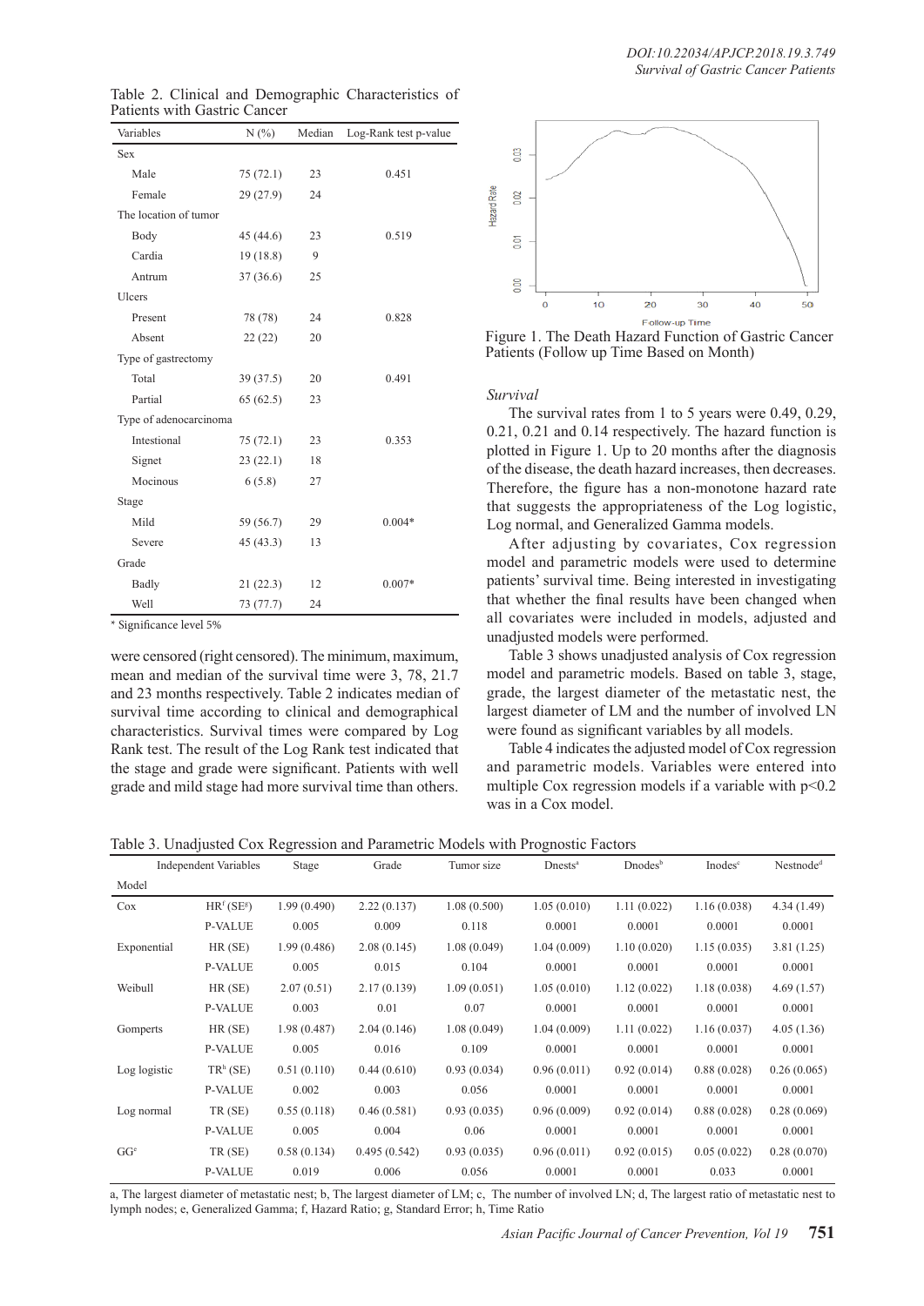Table 2. Clinical and Demographic Characteristics of Patients with Gastric Cancer

| Variables | N (%) | Median | Log-Rank test p-value |
|---|---|---|---|
| Sex | | | |
| Male | 75 (72.1) | 23 | 0.451 |
| Female | 29 (27.9) | 24 | |
| The location of tumor | | | |
| Body | 45 (44.6) | 23 | 0.519 |
| Cardia | 19 (18.8) | 9 | |
| Antrum | 37 (36.6) | 25 | |
| Ulcers | | | |
| Present | 78 (78) | 24 | 0.828 |
| Absent | 22 (22) | 20 | |
| Type of gastrectomy | | | |
| Total | 39 (37.5) | 20 | 0.491 |
| Partial | 65 (62.5) | 23 | |
| Type of adenocarcinoma | | | |
| Intestional | 75 (72.1) | 23 | 0.353 |
| Signet | 23 (22.1) | 18 | |
| Mocinous | 6 (5.8) | 27 | |
| Stage | | | |
| Mild | 59 (56.7) | 29 | 0.004* |
| Severe | 45 (43.3) | 13 | |
| Grade | | | |
| Badly | 21 (22.3) | 12 | 0.007* |
| Well | 73 (77.7) | 24 | |

* Significance level 5%

were censored (right censored). The minimum, maximum, mean and median of the survival time were 3, 78, 21.7 and 23 months respectively. Table 2 indicates median of survival time according to clinical and demographical characteristics. Survival times were compared by Log Rank test. The result of the Log Rank test indicated that the stage and grade were significant. Patients with well grade and mild stage had more survival time than others.

Figure 1. The Death Hazard Function of Gastric Cancer Patients (Follow up Time Based on Month)

*Survival*

The survival rates from 1 to 5 years were 0.49, 0.29, 0.21, 0.21 and 0.14 respectively. The hazard function is plotted in Figure 1. Up to 20 months after the diagnosis of the disease, the death hazard increases, then decreases. Therefore, the figure has a non-monotone hazard rate that suggests the appropriateness of the Log logistic, Log normal, and Generalized Gamma models.

After adjusting by covariates, Cox regression model and parametric models were used to determine patients' survival time. Being interested in investigating that whether the final results have been changed when all covariates were included in models, adjusted and unadjusted models were performed.

Table 3 shows unadjusted analysis of Cox regression model and parametric models. Based on table 3, stage, grade, the largest diameter of the metastatic nest, the largest diameter of LM and the number of involved LN were found as significant variables by all models.

Table 4 indicates the adjusted model of Cox regression and parametric models. Variables were entered into multiple Cox regression models if a variable with $p<0.2$ was in a Cox model.

Table 3. Unadjusted Cox Regression and Parametric Models with Prognostic Factors

| Model | Independent Variables | Stage | Grade | Tumor size | Dnests[a] | Dnodes[b] | Inodes[c] | Nestnode[d] |
|---|---|---|---|---|---|---|---|---|
| Cox | HR[f] (SE[g]) | 1.99 (0.490) | 2.22 (0.137) | 1.08 (0.500) | 1.05 (0.010) | 1.11 (0.022) | 1.16 (0.038) | 4.34 (1.49) |
| | P-VALUE | 0.005 | 0.009 | 0.118 | 0.0001 | 0.0001 | 0.0001 | 0.0001 |
| Exponential | HR (SE) | 1.99 (0.486) | 2.08 (0.145) | 1.08 (0.049) | 1.04 (0.009) | 1.10 (0.020) | 1.15 (0.035) | 3.81 (1.25) |
| | P-VALUE | 0.005 | 0.015 | 0.104 | 0.0001 | 0.0001 | 0.0001 | 0.0001 |
| Weibull | HR (SE) | 2.07 (0.51) | 2.17 (0.139) | 1.09 (0.051) | 1.05 (0.010) | 1.12 (0.022) | 1.18 (0.038) | 4.69 (1.57) |
| | P-VALUE | 0.003 | 0.01 | 0.07 | 0.0001 | 0.0001 | 0.0001 | 0.0001 |
| Gomperts | HR (SE) | 1.98 (0.487) | 2.04 (0.146) | 1.08 (0.049) | 1.04 (0.009) | 1.11 (0.022) | 1.16 (0.037) | 4.05 (1.36) |
| | P-VALUE | 0.005 | 0.016 | 0.109 | 0.0001 | 0.0001 | 0.0001 | 0.0001 |
| Log logistic | TR[h] (SE) | 0.51 (0.110) | 0.44 (0.610) | 0.93 (0.034) | 0.96 (0.011) | 0.92 (0.014) | 0.88 (0.028) | 0.26 (0.065) |
| | P-VALUE | 0.002 | 0.003 | 0.056 | 0.0001 | 0.0001 | 0.0001 | 0.0001 |
| Log normal | TR (SE) | 0.55 (0.118) | 0.46 (0.581) | 0.93 (0.035) | 0.96 (0.009) | 0.92 (0.014) | 0.88 (0.028) | 0.28 (0.069) |
| | P-VALUE | 0.005 | 0.004 | 0.06 | 0.0001 | 0.0001 | 0.0001 | 0.0001 |
| GG[e] | TR (SE) | 0.58 (0.134) | 0.495 (0.542) | 0.93 (0.035) | 0.96 (0.011) | 0.92 (0.015) | 0.05 (0.022) | 0.28 (0.070) |
| | P-VALUE | 0.019 | 0.006 | 0.056 | 0.0001 | 0.0001 | 0.033 | 0.0001 |

a, The largest diameter of metastatic nest; b, The largest diameter of LM; c, The number of involved LN; d, The largest ratio of metastatic nest to lymph nodes; e, Generalized Gamma; f, Hazard Ratio; g, Standard Error; h, Time Ratio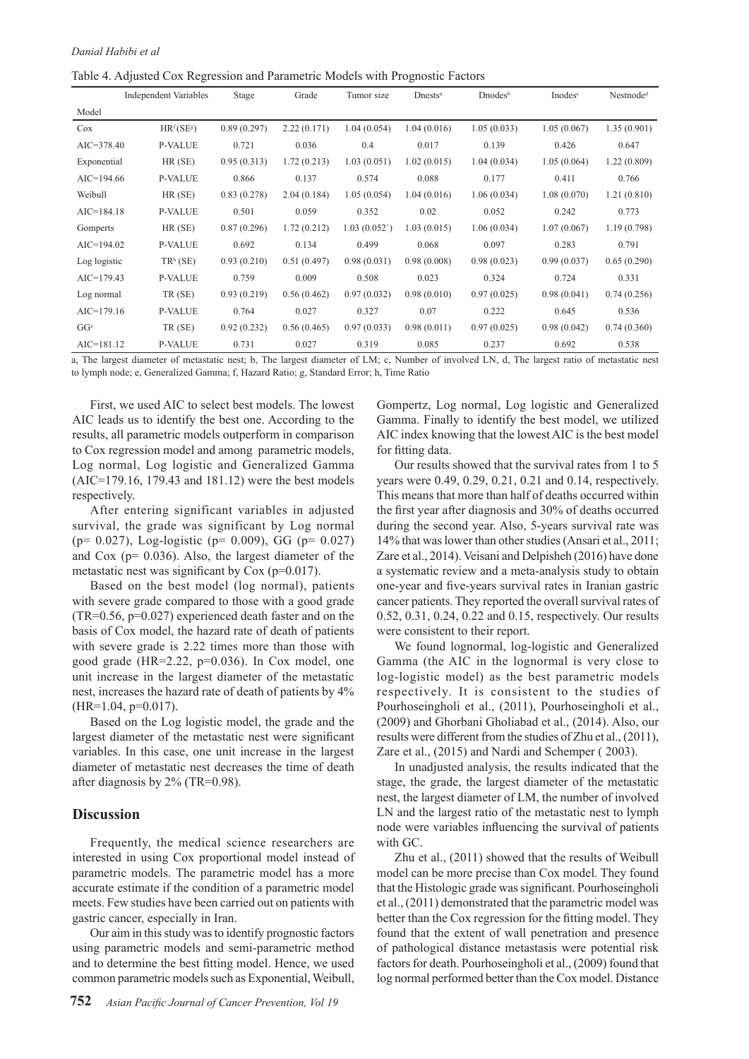Table 4. Adjusted Cox Regression and Parametric Models with Prognostic Factors

| Model | Independent Variables | Stage | Grade | Tumor size | Dnests[a] | Dnodes[b] | Inodes[c] | Nestnode[d] |
|---|---|---|---|---|---|---|---|---|
| Cox | HR[f] (SE[g]) | 0.89 (0.297) | 2.22 (0.171) | 1.04 (0.054) | 1.04 (0.016) | 1.05 (0.033) | 1.05 (0.067) | 1.35 (0.901) |
| AIC=378.40 | P-VALUE | 0.721 | 0.036 | 0.4 | 0.017 | 0.139 | 0.426 | 0.647 |
| Exponential | HR (SE) | 0.95 (0.313) | 1.72 (0.213) | 1.03 (0.051) | 1.02 (0.015) | 1.04 (0.034) | 1.05 (0.064) | 1.22 (0.809) |
| AIC=194.66 | P-VALUE | 0.866 | 0.137 | 0.574 | 0.088 | 0.177 | 0.411 | 0.766 |
| Weibull | HR (SE) | 0.83 (0.278) | 2.04 (0.184) | 1.05 (0.054) | 1.04 (0.016) | 1.06 (0.034) | 1.08 (0.070) | 1.21 (0.810) |
| AIC=184.18 | P-VALUE | 0.501 | 0.059 | 0.352 | 0.02 | 0.052 | 0.242 | 0.773 |
| Gomperts | HR (SE) | 0.87 (0.296) | 1.72 (0.212) | 1.03 (0.052`) | 1.03 (0.015) | 1.06 (0.034) | 1.07 (0.067) | 1.19 (0.798) |
| AIC=194.02 | P-VALUE | 0.692 | 0.134 | 0.499 | 0.068 | 0.097 | 0.283 | 0.791 |
| Log logistic | TR[h] (SE) | 0.93 (0.210) | 0.51 (0.497) | 0.98 (0.031) | 0.98 (0.008) | 0.98 (0.023) | 0.99 (0.037) | 0.65 (0.290) |
| AIC=179.43 | P-VALUE | 0.759 | 0.009 | 0.508 | 0.023 | 0.324 | 0.724 | 0.331 |
| Log normal | TR (SE) | 0.93 (0.219) | 0.56 (0.462) | 0.97 (0.032) | 0.98 (0.010) | 0.97 (0.025) | 0.98 (0.041) | 0.74 (0.256) |
| AIC=179.16 | P-VALUE | 0.764 | 0.027 | 0.327 | 0.07 | 0.222 | 0.645 | 0.536 |
| GG[e] | TR (SE) | 0.92 (0.232) | 0.56 (0.465) | 0.97 (0.033) | 0.98 (0.011) | 0.97 (0.025) | 0.98 (0.042) | 0.74 (0.360) |
| AIC=181.12 | P-VALUE | 0.731 | 0.027 | 0.319 | 0.085 | 0.237 | 0.692 | 0.538 |

a, The largest diameter of metastatic nest; b, The largest diameter of LM; c, Number of involved LN, d, The largest ratio of metastatic nest to lymph node; e, Generalized Gamma; f, Hazard Ratio; g, Standard Error; h, Time Ratio

First, we used AIC to select best models. The lowest AIC leads us to identify the best one. According to the results, all parametric models outperform in comparison to Cox regression model and among parametric models, Log normal, Log logistic and Generalized Gamma (AIC=179.16, 179.43 and 181.12) were the best models respectively.

After entering significant variables in adjusted survival, the grade was significant by Log normal (p= 0.027), Log-logistic (p= 0.009), GG (p= 0.027) and Cox (p= 0.036). Also, the largest diameter of the metastatic nest was significant by Cox (p=0.017).

Based on the best model (log normal), patients with severe grade compared to those with a good grade (TR=0.56, p=0.027) experienced death faster and on the basis of Cox model, the hazard rate of death of patients with severe grade is 2.22 times more than those with good grade (HR=2.22, p=0.036). In Cox model, one unit increase in the largest diameter of the metastatic nest, increases the hazard rate of death of patients by 4% (HR=1.04, p=0.017).

Based on the Log logistic model, the grade and the largest diameter of the metastatic nest were significant variables. In this case, one unit increase in the largest diameter of metastatic nest decreases the time of death after diagnosis by 2% (TR=0.98).

## Discussion

Frequently, the medical science researchers are interested in using Cox proportional model instead of parametric models. The parametric model has a more accurate estimate if the condition of a parametric model meets. Few studies have been carried out on patients with gastric cancer, especially in Iran.

Our aim in this study was to identify prognostic factors using parametric models and semi-parametric method and to determine the best fitting model. Hence, we used common parametric models such as Exponential, Weibull, Gompertz, Log normal, Log logistic and Generalized Gamma. Finally to identify the best model, we utilized AIC index knowing that the lowest AIC is the best model for fitting data.

Our results showed that the survival rates from 1 to 5 years were 0.49, 0.29, 0.21, 0.21 and 0.14, respectively. This means that more than half of deaths occurred within the first year after diagnosis and 30% of deaths occurred during the second year. Also, 5-years survival rate was 14% that was lower than other studies (Ansari et al., 2011; Zare et al., 2014). Veisani and Delpisheh (2016) have done a systematic review and a meta-analysis study to obtain one-year and five-years survival rates in Iranian gastric cancer patients. They reported the overall survival rates of 0.52, 0.31, 0.24, 0.22 and 0.15, respectively. Our results were consistent to their report.

We found lognormal, log-logistic and Generalized Gamma (the AIC in the lognormal is very close to log-logistic model) as the best parametric models respectively. It is consistent to the studies of Pourhoseingholi et al., (2011), Pourhoseingholi et al., (2009) and Ghorbani Gholiabad et al., (2014). Also, our results were different from the studies of Zhu et al., (2011), Zare et al., (2015) and Nardi and Schemper ( 2003).

In unadjusted analysis, the results indicated that the stage, the grade, the largest diameter of the metastatic nest, the largest diameter of LM, the number of involved LN and the largest ratio of the metastatic nest to lymph node were variables influencing the survival of patients with GC.

Zhu et al., (2011) showed that the results of Weibull model can be more precise than Cox model. They found that the Histologic grade was significant. Pourhoseingholi et al., (2011) demonstrated that the parametric model was better than the Cox regression for the fitting model. They found that the extent of wall penetration and presence of pathological distance metastasis were potential risk factors for death. Pourhoseingholi et al., (2009) found that log normal performed better than the Cox model. Distance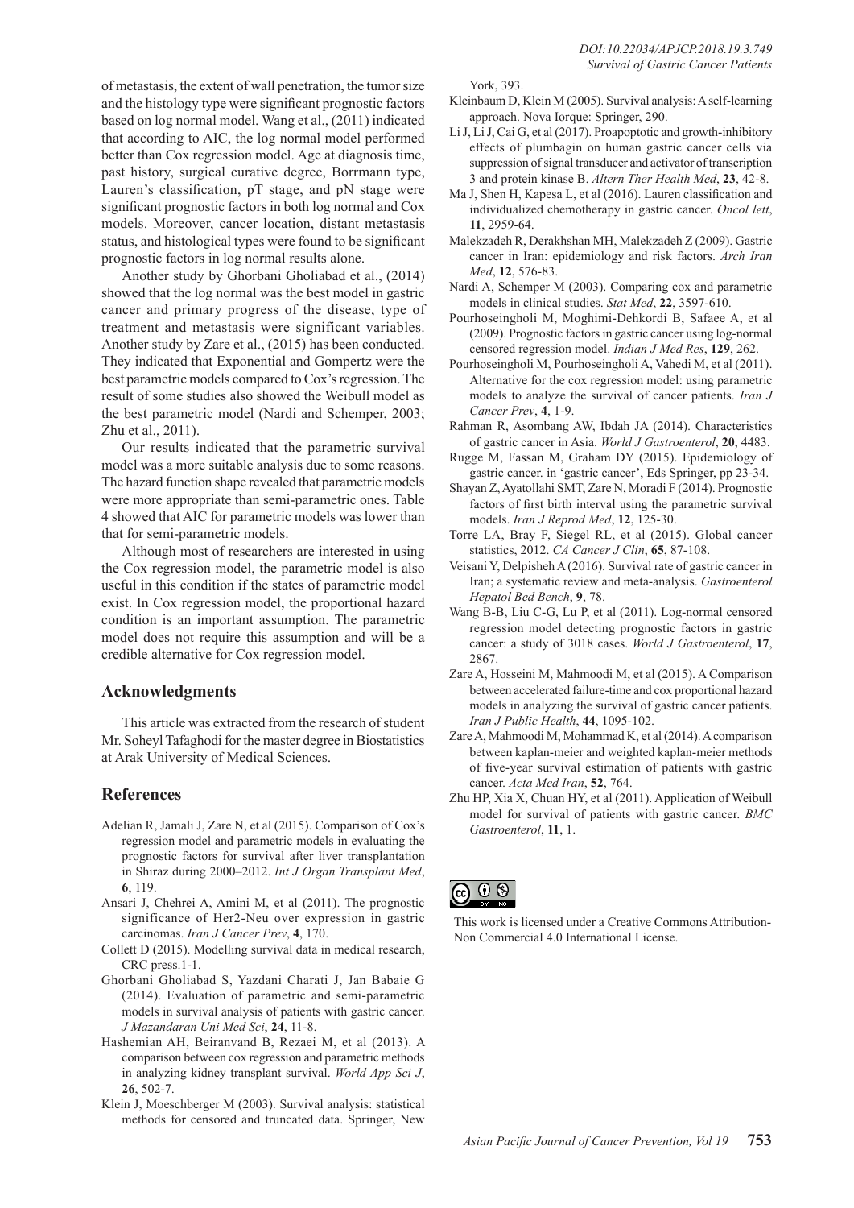of metastasis, the extent of wall penetration, the tumor size and the histology type were significant prognostic factors based on log normal model. Wang et al., (2011) indicated that according to AIC, the log normal model performed better than Cox regression model. Age at diagnosis time, past history, surgical curative degree, Borrmann type, Lauren's classification, pT stage, and pN stage were significant prognostic factors in both log normal and Cox models. Moreover, cancer location, distant metastasis status, and histological types were found to be significant prognostic factors in log normal results alone.

Another study by Ghorbani Gholiabad et al., (2014) showed that the log normal was the best model in gastric cancer and primary progress of the disease, type of treatment and metastasis were significant variables. Another study by Zare et al., (2015) has been conducted. They indicated that Exponential and Gompertz were the best parametric models compared to Cox's regression. The result of some studies also showed the Weibull model as the best parametric model (Nardi and Schemper, 2003; Zhu et al., 2011).

Our results indicated that the parametric survival model was a more suitable analysis due to some reasons. The hazard function shape revealed that parametric models were more appropriate than semi-parametric ones. Table 4 showed that AIC for parametric models was lower than that for semi-parametric models.

Although most of researchers are interested in using the Cox regression model, the parametric model is also useful in this condition if the states of parametric model exist. In Cox regression model, the proportional hazard condition is an important assumption. The parametric model does not require this assumption and will be a credible alternative for Cox regression model.

## Acknowledgments

This article was extracted from the research of student Mr. Soheyl Tafaghodi for the master degree in Biostatistics at Arak University of Medical Sciences.

## References

Adelian R, Jamali J, Zare N, et al (2015). Comparison of Cox's regression model and parametric models in evaluating the prognostic factors for survival after liver transplantation in Shiraz during 2000–2012. *Int J Organ Transplant Med*, **6**, 119.

Ansari J, Chehrei A, Amini M, et al (2011). The prognostic significance of Her2-Neu over expression in gastric carcinomas. *Iran J Cancer Prev*, **4**, 170.

Collett D (2015). Modelling survival data in medical research, CRC press.1-1.

Ghorbani Gholiabad S, Yazdani Charati J, Jan Babaie G (2014). Evaluation of parametric and semi-parametric models in survival analysis of patients with gastric cancer. *J Mazandaran Uni Med Sci*, **24**, 11-8.

Hashemian AH, Beiranvand B, Rezaei M, et al (2013). A comparison between cox regression and parametric methods in analyzing kidney transplant survival. *World App Sci J*, **26**, 502-7.

Klein J, Moeschberger M (2003). Survival analysis: statistical methods for censored and truncated data. Springer, New York, 393.

Kleinbaum D, Klein M (2005). Survival analysis: A self-learning approach. Nova Iorque: Springer, 290.

Li J, Li J, Cai G, et al (2017). Proapoptotic and growth-inhibitory effects of plumbagin on human gastric cancer cells via suppression of signal transducer and activator of transcription 3 and protein kinase B. *Altern Ther Health Med*, **23**, 42-8.

Ma J, Shen H, Kapesa L, et al (2016). Lauren classification and individualized chemotherapy in gastric cancer. *Oncol lett*, **11**, 2959-64.

Malekzadeh R, Derakhshan MH, Malekzadeh Z (2009). Gastric cancer in Iran: epidemiology and risk factors. *Arch Iran Med*, **12**, 576-83.

Nardi A, Schemper M (2003). Comparing cox and parametric models in clinical studies. *Stat Med*, **22**, 3597-610.

Pourhoseingholi M, Moghimi-Dehkordi B, Safaee A, et al (2009). Prognostic factors in gastric cancer using log-normal censored regression model. *Indian J Med Res*, **129**, 262.

Pourhoseingholi M, Pourhoseingholi A, Vahedi M, et al (2011). Alternative for the cox regression model: using parametric models to analyze the survival of cancer patients. *Iran J Cancer Prev*, **4**, 1-9.

Rahman R, Asombang AW, Ibdah JA (2014). Characteristics of gastric cancer in Asia. *World J Gastroenterol*, **20**, 4483.

Rugge M, Fassan M, Graham DY (2015). Epidemiology of gastric cancer. in 'gastric cancer', Eds Springer, pp 23-34.

Shayan Z, Ayatollahi SMT, Zare N, Moradi F (2014). Prognostic factors of first birth interval using the parametric survival models. *Iran J Reprod Med*, **12**, 125-30.

Torre LA, Bray F, Siegel RL, et al (2015). Global cancer statistics, 2012. *CA Cancer J Clin*, **65**, 87-108.

Veisani Y, Delpisheh A (2016). Survival rate of gastric cancer in Iran; a systematic review and meta-analysis. *Gastroenterol Hepatol Bed Bench*, **9**, 78.

Wang B-B, Liu C-G, Lu P, et al (2011). Log-normal censored regression model detecting prognostic factors in gastric cancer: a study of 3018 cases. *World J Gastroenterol*, **17**, 2867.

Zare A, Hosseini M, Mahmoodi M, et al (2015). A Comparison between accelerated failure-time and cox proportional hazard models in analyzing the survival of gastric cancer patients. *Iran J Public Health*, **44**, 1095-102.

Zare A, Mahmoodi M, Mohammad K, et al (2014). A comparison between kaplan-meier and weighted kaplan-meier methods of five-year survival estimation of patients with gastric cancer. *Acta Med Iran*, **52**, 764.

Zhu HP, Xia X, Chuan HY, et al (2011). Application of Weibull model for survival of patients with gastric cancer. *BMC Gastroenterol*, **11**, 1.

This work is licensed under a Creative Commons Attribution-Non Commercial 4.0 International License.